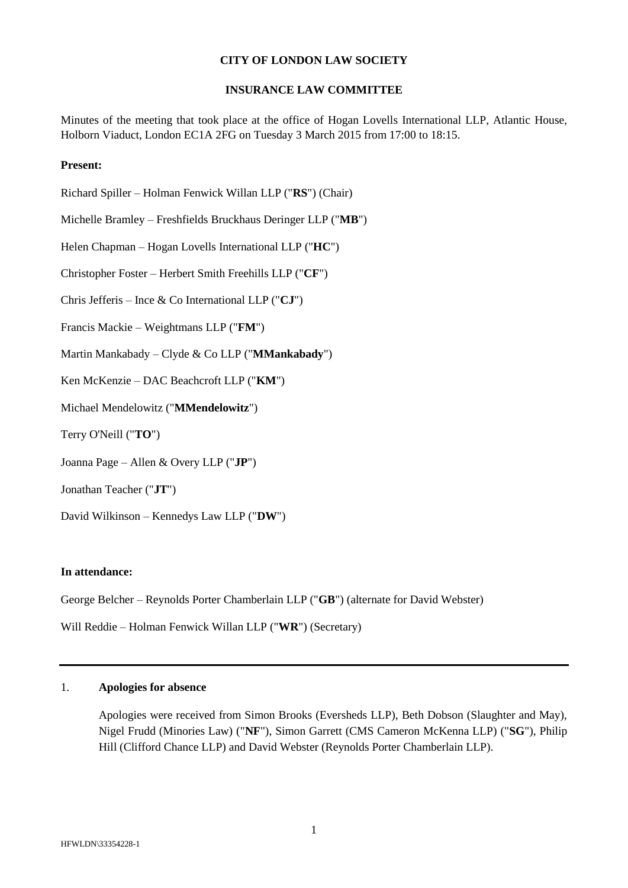**CITY OF LONDON LAW SOCIETY**

**INSURANCE LAW COMMITTEE**

Minutes of the meeting that took place at the office of Hogan Lovells International LLP, Atlantic House, Holborn Viaduct, London EC1A 2FG on Tuesday 3 March 2015 from 17:00 to 18:15.

**Present:**

Richard Spiller – Holman Fenwick Willan LLP ("**RS**") (Chair)

Michelle Bramley – Freshfields Bruckhaus Deringer LLP ("**MB**")

Helen Chapman – Hogan Lovells International LLP ("**HC**")

Christopher Foster – Herbert Smith Freehills LLP ("**CF**")

Chris Jefferis – Ince & Co International LLP ("**CJ**")

Francis Mackie – Weightmans LLP ("**FM**")

Martin Mankabady – Clyde & Co LLP ("**MMankabady**")

Ken McKenzie – DAC Beachcroft LLP ("**KM**")

Michael Mendelowitz ("**MMendelowitz**")

Terry O'Neill ("**TO**")

Joanna Page – Allen & Overy LLP ("**JP**")

Jonathan Teacher ("**JT**")

David Wilkinson – Kennedys Law LLP ("**DW**")

**In attendance:**

George Belcher – Reynolds Porter Chamberlain LLP ("**GB**") (alternate for David Webster)

Will Reddie – Holman Fenwick Willan LLP ("**WR**") (Secretary)

---

1. **Apologies for absence**

   Apologies were received from Simon Brooks (Eversheds LLP), Beth Dobson (Slaughter and May), Nigel Frudd (Minories Law) ("**NF**"), Simon Garrett (CMS Cameron McKenna LLP) ("**SG**"), Philip Hill (Clifford Chance LLP) and David Webster (Reynolds Porter Chamberlain LLP).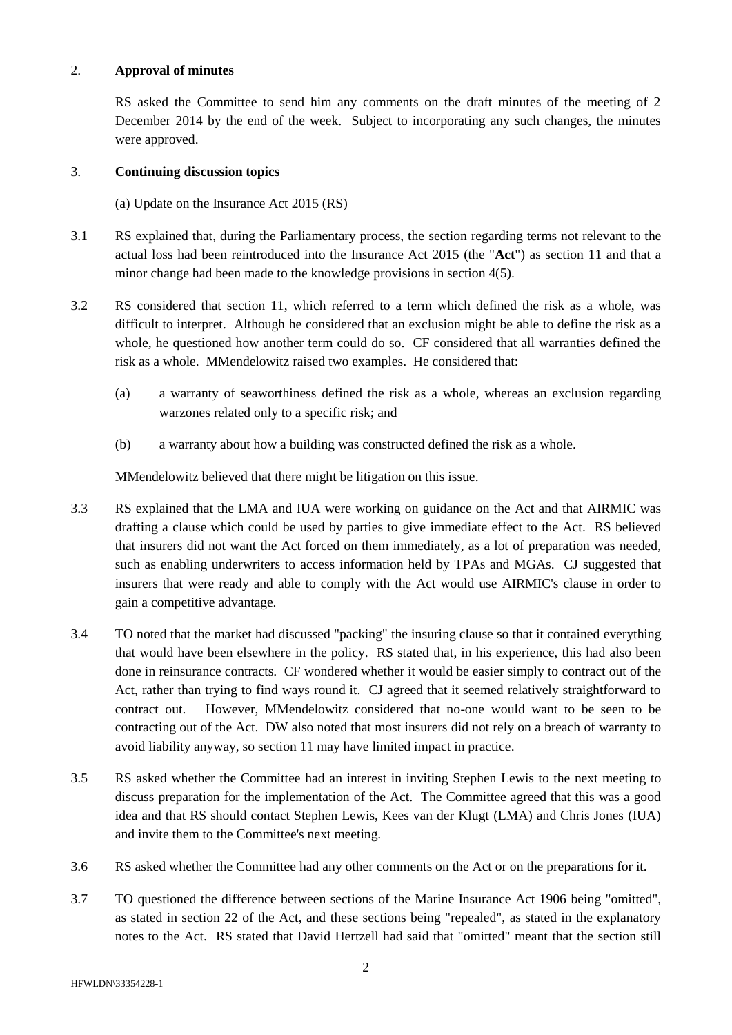2. **Approval of minutes**

RS asked the Committee to send him any comments on the draft minutes of the meeting of 2 December 2014 by the end of the week. Subject to incorporating any such changes, the minutes were approved.

3. **Continuing discussion topics**

(a) Update on the Insurance Act 2015 (RS)

3.1 RS explained that, during the Parliamentary process, the section regarding terms not relevant to the actual loss had been reintroduced into the Insurance Act 2015 (the "**Act**") as section 11 and that a minor change had been made to the knowledge provisions in section 4(5).

3.2 RS considered that section 11, which referred to a term which defined the risk as a whole, was difficult to interpret. Although he considered that an exclusion might be able to define the risk as a whole, he questioned how another term could do so. CF considered that all warranties defined the risk as a whole. MMendelowitz raised two examples. He considered that:

(a) a warranty of seaworthiness defined the risk as a whole, whereas an exclusion regarding warzones related only to a specific risk; and

(b) a warranty about how a building was constructed defined the risk as a whole.

MMendelowitz believed that there might be litigation on this issue.

3.3 RS explained that the LMA and IUA were working on guidance on the Act and that AIRMIC was drafting a clause which could be used by parties to give immediate effect to the Act. RS believed that insurers did not want the Act forced on them immediately, as a lot of preparation was needed, such as enabling underwriters to access information held by TPAs and MGAs. CJ suggested that insurers that were ready and able to comply with the Act would use AIRMIC's clause in order to gain a competitive advantage.

3.4 TO noted that the market had discussed "packing" the insuring clause so that it contained everything that would have been elsewhere in the policy. RS stated that, in his experience, this had also been done in reinsurance contracts. CF wondered whether it would be easier simply to contract out of the Act, rather than trying to find ways round it. CJ agreed that it seemed relatively straightforward to contract out. However, MMendelowitz considered that no-one would want to be seen to be contracting out of the Act. DW also noted that most insurers did not rely on a breach of warranty to avoid liability anyway, so section 11 may have limited impact in practice.

3.5 RS asked whether the Committee had an interest in inviting Stephen Lewis to the next meeting to discuss preparation for the implementation of the Act. The Committee agreed that this was a good idea and that RS should contact Stephen Lewis, Kees van der Klugt (LMA) and Chris Jones (IUA) and invite them to the Committee's next meeting.

3.6 RS asked whether the Committee had any other comments on the Act or on the preparations for it.

3.7 TO questioned the difference between sections of the Marine Insurance Act 1906 being "omitted", as stated in section 22 of the Act, and these sections being "repealed", as stated in the explanatory notes to the Act. RS stated that David Hertzell had said that "omitted" meant that the section still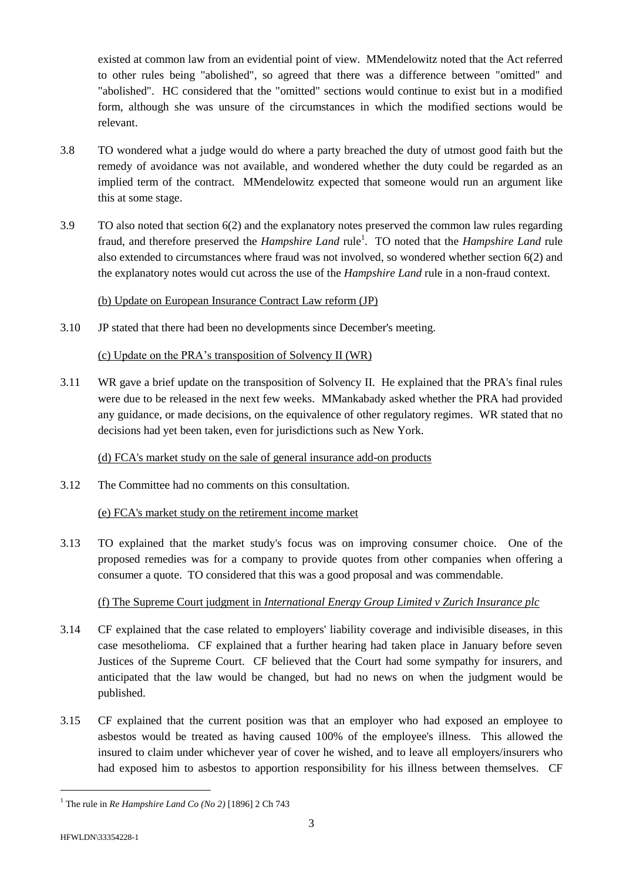existed at common law from an evidential point of view. MMendelowitz noted that the Act referred to other rules being "abolished", so agreed that there was a difference between "omitted" and "abolished". HC considered that the "omitted" sections would continue to exist but in a modified form, although she was unsure of the circumstances in which the modified sections would be relevant.

3.8 TO wondered what a judge would do where a party breached the duty of utmost good faith but the remedy of avoidance was not available, and wondered whether the duty could be regarded as an implied term of the contract. MMendelowitz expected that someone would run an argument like this at some stage.

3.9 TO also noted that section 6(2) and the explanatory notes preserved the common law rules regarding fraud, and therefore preserved the *Hampshire Land* rule[1]. TO noted that the *Hampshire Land* rule also extended to circumstances where fraud was not involved, so wondered whether section 6(2) and the explanatory notes would cut across the use of the *Hampshire Land* rule in a non-fraud context.

(b) Update on European Insurance Contract Law reform (JP)

3.10 JP stated that there had been no developments since December's meeting.

(c) Update on the PRA's transposition of Solvency II (WR)

3.11 WR gave a brief update on the transposition of Solvency II. He explained that the PRA's final rules were due to be released in the next few weeks. MMankabady asked whether the PRA had provided any guidance, or made decisions, on the equivalence of other regulatory regimes. WR stated that no decisions had yet been taken, even for jurisdictions such as New York.

(d) FCA's market study on the sale of general insurance add-on products

3.12 The Committee had no comments on this consultation.

(e) FCA's market study on the retirement income market

3.13 TO explained that the market study's focus was on improving consumer choice. One of the proposed remedies was for a company to provide quotes from other companies when offering a consumer a quote. TO considered that this was a good proposal and was commendable.

(f) The Supreme Court judgment in *International Energy Group Limited v Zurich Insurance plc*

3.14 CF explained that the case related to employers' liability coverage and indivisible diseases, in this case mesothelioma. CF explained that a further hearing had taken place in January before seven Justices of the Supreme Court. CF believed that the Court had some sympathy for insurers, and anticipated that the law would be changed, but had no news on when the judgment would be published.

3.15 CF explained that the current position was that an employer who had exposed an employee to asbestos would be treated as having caused 100% of the employee's illness. This allowed the insured to claim under whichever year of cover he wished, and to leave all employers/insurers who had exposed him to asbestos to apportion responsibility for his illness between themselves. CF

[1] The rule in *Re Hampshire Land Co (No 2)* [1896] 2 Ch 743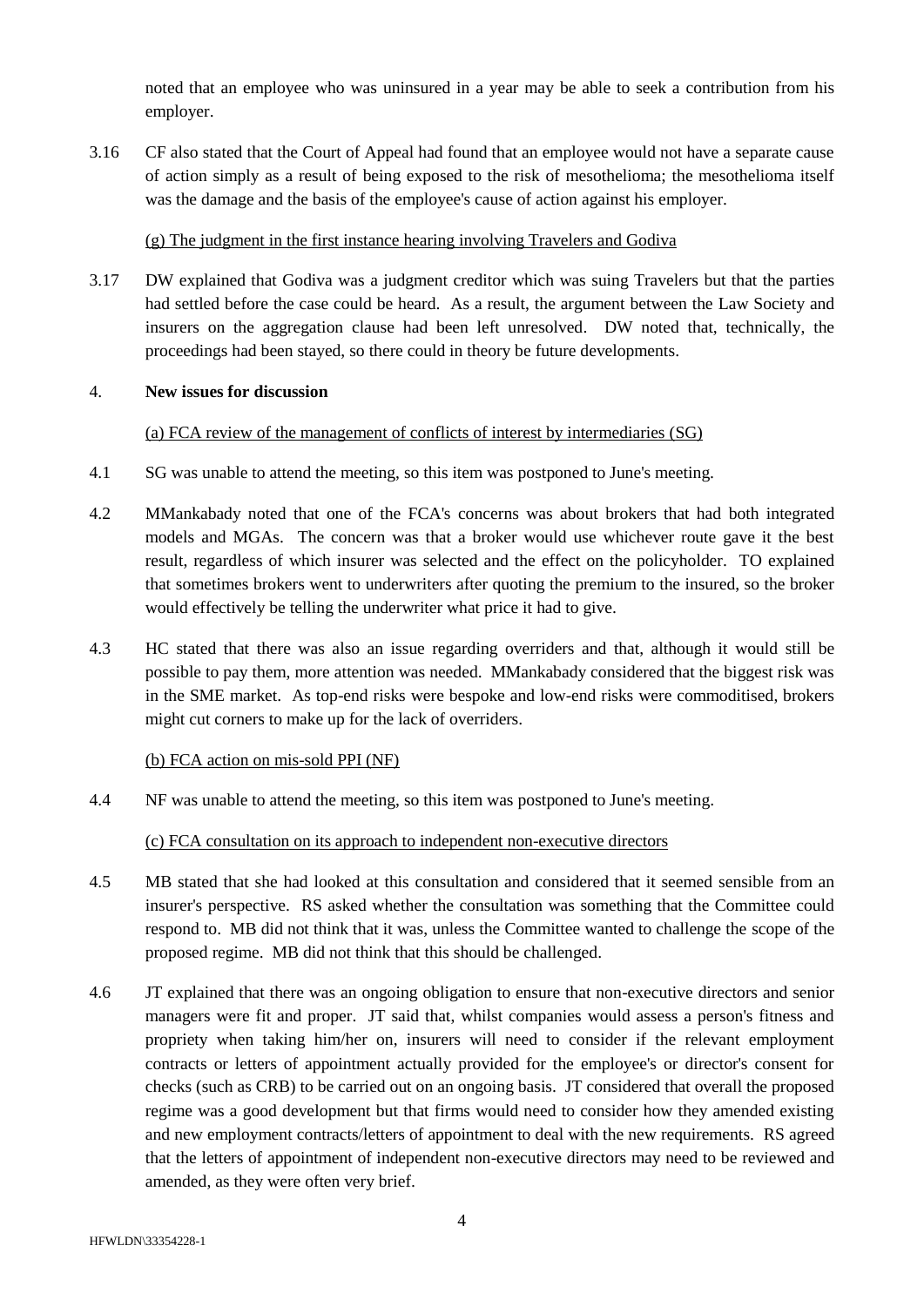noted that an employee who was uninsured in a year may be able to seek a contribution from his employer.

3.16 CF also stated that the Court of Appeal had found that an employee would not have a separate cause of action simply as a result of being exposed to the risk of mesothelioma; the mesothelioma itself was the damage and the basis of the employee's cause of action against his employer.

(g) The judgment in the first instance hearing involving Travelers and Godiva

3.17 DW explained that Godiva was a judgment creditor which was suing Travelers but that the parties had settled before the case could be heard. As a result, the argument between the Law Society and insurers on the aggregation clause had been left unresolved. DW noted that, technically, the proceedings had been stayed, so there could in theory be future developments.

## 4. New issues for discussion

(a) FCA review of the management of conflicts of interest by intermediaries (SG)

4.1 SG was unable to attend the meeting, so this item was postponed to June's meeting.

4.2 MMankabady noted that one of the FCA's concerns was about brokers that had both integrated models and MGAs. The concern was that a broker would use whichever route gave it the best result, regardless of which insurer was selected and the effect on the policyholder. TO explained that sometimes brokers went to underwriters after quoting the premium to the insured, so the broker would effectively be telling the underwriter what price it had to give.

4.3 HC stated that there was also an issue regarding overriders and that, although it would still be possible to pay them, more attention was needed. MMankabady considered that the biggest risk was in the SME market. As top-end risks were bespoke and low-end risks were commoditised, brokers might cut corners to make up for the lack of overriders.

(b) FCA action on mis-sold PPI (NF)

4.4 NF was unable to attend the meeting, so this item was postponed to June's meeting.

(c) FCA consultation on its approach to independent non-executive directors

4.5 MB stated that she had looked at this consultation and considered that it seemed sensible from an insurer's perspective. RS asked whether the consultation was something that the Committee could respond to. MB did not think that it was, unless the Committee wanted to challenge the scope of the proposed regime. MB did not think that this should be challenged.

4.6 JT explained that there was an ongoing obligation to ensure that non-executive directors and senior managers were fit and proper. JT said that, whilst companies would assess a person's fitness and propriety when taking him/her on, insurers will need to consider if the relevant employment contracts or letters of appointment actually provided for the employee's or director's consent for checks (such as CRB) to be carried out on an ongoing basis. JT considered that overall the proposed regime was a good development but that firms would need to consider how they amended existing and new employment contracts/letters of appointment to deal with the new requirements. RS agreed that the letters of appointment of independent non-executive directors may need to be reviewed and amended, as they were often very brief.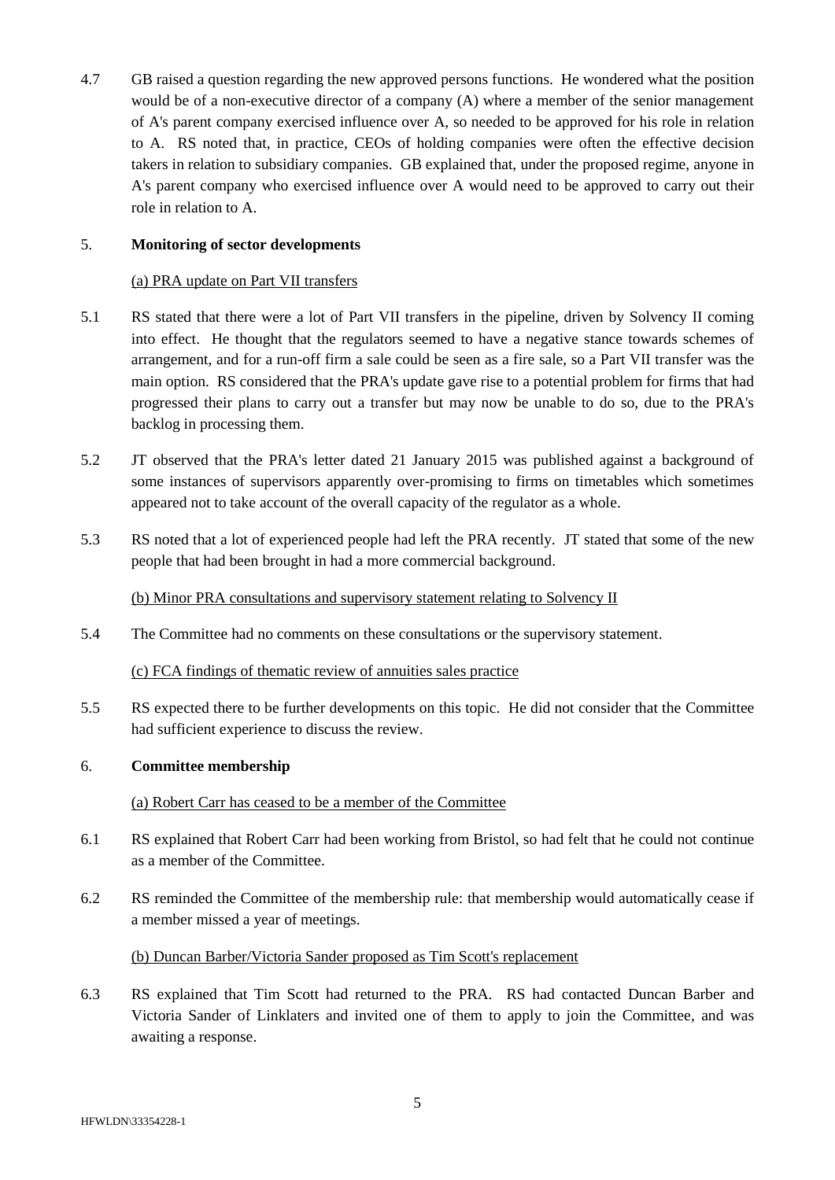4.7 GB raised a question regarding the new approved persons functions. He wondered what the position would be of a non-executive director of a company (A) where a member of the senior management of A's parent company exercised influence over A, so needed to be approved for his role in relation to A. RS noted that, in practice, CEOs of holding companies were often the effective decision takers in relation to subsidiary companies. GB explained that, under the proposed regime, anyone in A's parent company who exercised influence over A would need to be approved to carry out their role in relation to A.

## 5. **Monitoring of sector developments**

(a) PRA update on Part VII transfers

5.1 RS stated that there were a lot of Part VII transfers in the pipeline, driven by Solvency II coming into effect. He thought that the regulators seemed to have a negative stance towards schemes of arrangement, and for a run-off firm a sale could be seen as a fire sale, so a Part VII transfer was the main option. RS considered that the PRA's update gave rise to a potential problem for firms that had progressed their plans to carry out a transfer but may now be unable to do so, due to the PRA's backlog in processing them.

5.2 JT observed that the PRA's letter dated 21 January 2015 was published against a background of some instances of supervisors apparently over-promising to firms on timetables which sometimes appeared not to take account of the overall capacity of the regulator as a whole.

5.3 RS noted that a lot of experienced people had left the PRA recently. JT stated that some of the new people that had been brought in had a more commercial background.

(b) Minor PRA consultations and supervisory statement relating to Solvency II

5.4 The Committee had no comments on these consultations or the supervisory statement.

(c) FCA findings of thematic review of annuities sales practice

5.5 RS expected there to be further developments on this topic. He did not consider that the Committee had sufficient experience to discuss the review.

## 6. **Committee membership**

(a) Robert Carr has ceased to be a member of the Committee

6.1 RS explained that Robert Carr had been working from Bristol, so had felt that he could not continue as a member of the Committee.

6.2 RS reminded the Committee of the membership rule: that membership would automatically cease if a member missed a year of meetings.

(b) Duncan Barber/Victoria Sander proposed as Tim Scott's replacement

6.3 RS explained that Tim Scott had returned to the PRA. RS had contacted Duncan Barber and Victoria Sander of Linklaters and invited one of them to apply to join the Committee, and was awaiting a response.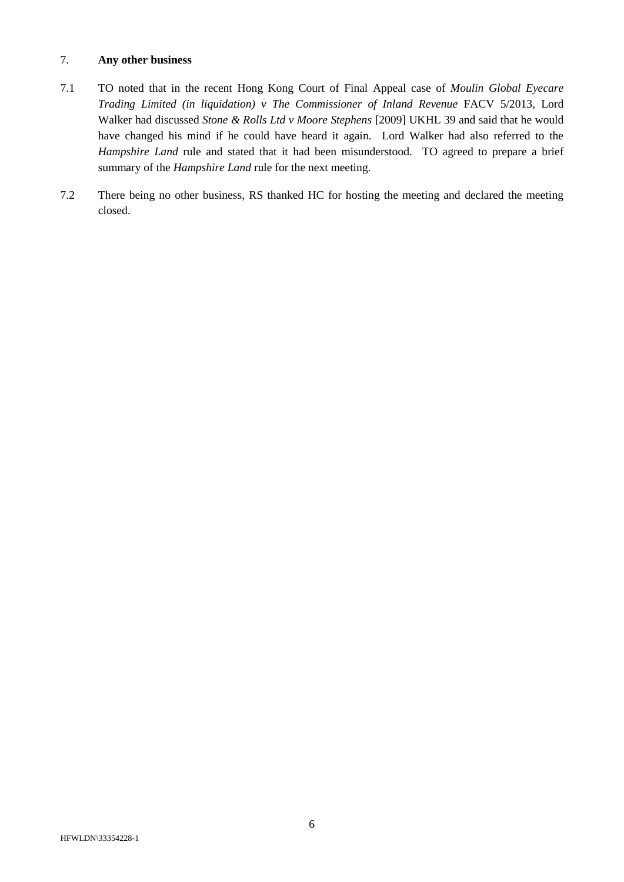## 7. **Any other business**

7.1 TO noted that in the recent Hong Kong Court of Final Appeal case of *Moulin Global Eyecare Trading Limited (in liquidation) v The Commissioner of Inland Revenue* FACV 5/2013, Lord Walker had discussed *Stone & Rolls Ltd v Moore Stephens* [2009] UKHL 39 and said that he would have changed his mind if he could have heard it again. Lord Walker had also referred to the *Hampshire Land* rule and stated that it had been misunderstood. TO agreed to prepare a brief summary of the *Hampshire Land* rule for the next meeting.

7.2 There being no other business, RS thanked HC for hosting the meeting and declared the meeting closed.